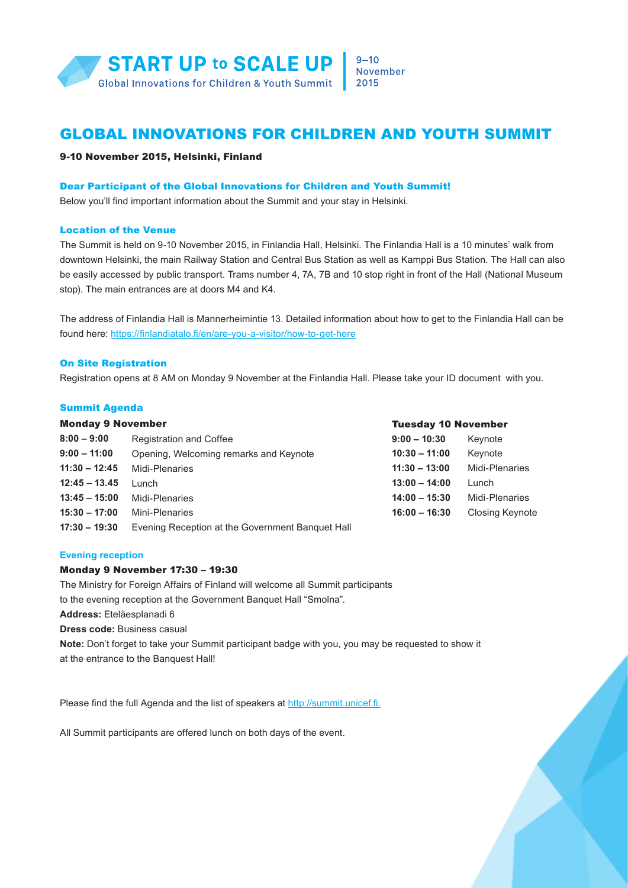START UP to SCALE UP
Global Innovations for Children & Youth Summit | 9–10 November 2015

# GLOBAL INNOVATIONS FOR CHILDREN AND YOUTH SUMMIT

**9-10 November 2015, Helsinki, Finland**

### Dear Participant of the Global Innovations for Children and Youth Summit!

Below you'll find important information about the Summit and your stay in Helsinki.

### Location of the Venue

The Summit is held on 9-10 November 2015, in Finlandia Hall, Helsinki. The Finlandia Hall is a 10 minutes' walk from downtown Helsinki, the main Railway Station and Central Bus Station as well as Kamppi Bus Station. The Hall can also be easily accessed by public transport. Trams number 4, 7A, 7B and 10 stop right in front of the Hall (National Museum stop). The main entrances are at doors M4 and K4.

The address of Finlandia Hall is Mannerheimintie 13. Detailed information about how to get to the Finlandia Hall can be found here: https://finlandiatalo.fi/en/are-you-a-visitor/how-to-get-here

### On Site Registration

Registration opens at 8 AM on Monday 9 November at the Finlandia Hall. Please take your ID document with you.

### Summit Agenda

**Monday 9 November**

| | |
|---|---|
| **8:00 – 9:00** | Registration and Coffee |
| **9:00 – 11:00** | Opening, Welcoming remarks and Keynote |
| **11:30 – 12:45** | Midi-Plenaries |
| **12:45 – 13.45** | Lunch |
| **13:45 – 15:00** | Midi-Plenaries |
| **15:30 – 17:00** | Mini-Plenaries |
| **17:30 – 19:30** | Evening Reception at the Government Banquet Hall |

**Tuesday 10 November**

| | |
|---|---|
| **9:00 – 10:30** | Keynote |
| **10:30 – 11:00** | Keynote |
| **11:30 – 13:00** | Midi-Plenaries |
| **13:00 – 14:00** | Lunch |
| **14:00 – 15:30** | Midi-Plenaries |
| **16:00 – 16:30** | Closing Keynote |

### Evening reception

**Monday 9 November 17:30 – 19:30**

The Ministry for Foreign Affairs of Finland will welcome all Summit participants to the evening reception at the Government Banquet Hall "Smolna".

**Address:** Eteläesplanadi 6

**Dress code:** Business casual

**Note:** Don't forget to take your Summit participant badge with you, you may be requested to show it at the entrance to the Banquest Hall!

Please find the full Agenda and the list of speakers at http://summit.unicef.fi.

All Summit participants are offered lunch on both days of the event.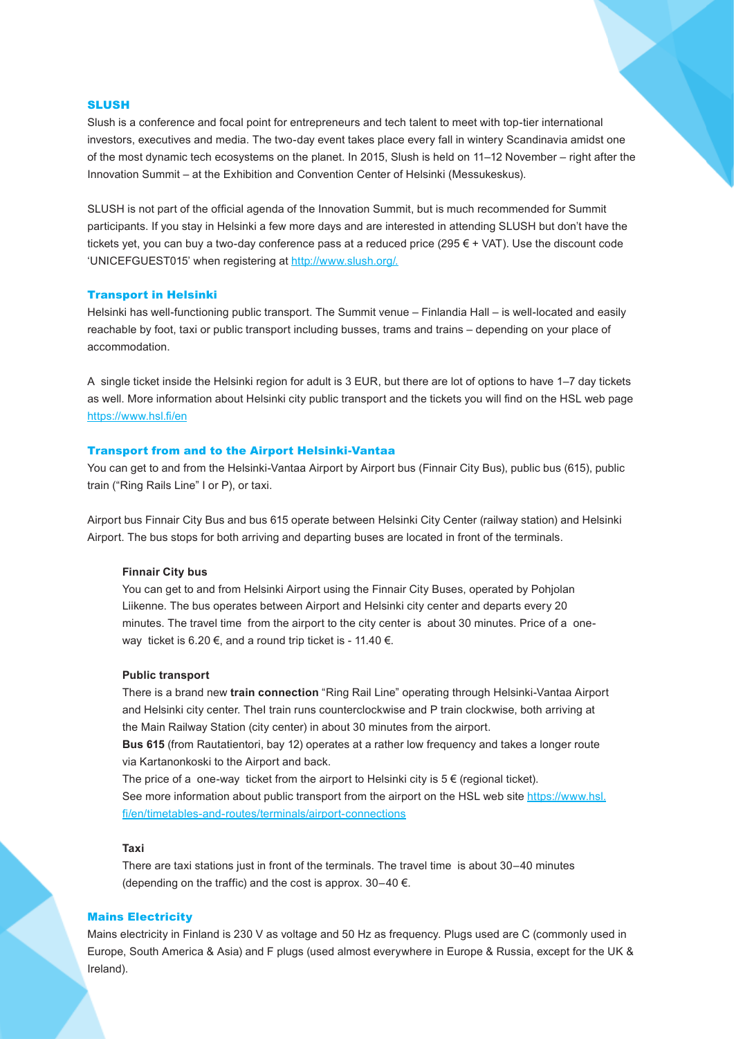## SLUSH

Slush is a conference and focal point for entrepreneurs and tech talent to meet with top-tier international investors, executives and media. The two-day event takes place every fall in wintery Scandinavia amidst one of the most dynamic tech ecosystems on the planet. In 2015, Slush is held on 11–12 November – right after the Innovation Summit – at the Exhibition and Convention Center of Helsinki (Messukeskus).

SLUSH is not part of the official agenda of the Innovation Summit, but is much recommended for Summit participants. If you stay in Helsinki a few more days and are interested in attending SLUSH but don't have the tickets yet, you can buy a two-day conference pass at a reduced price (295 € + VAT). Use the discount code 'UNICEFGUEST015' when registering at http://www.slush.org/.

## Transport in Helsinki

Helsinki has well-functioning public transport. The Summit venue – Finlandia Hall – is well-located and easily reachable by foot, taxi or public transport including busses, trams and trains – depending on your place of accommodation.

A single ticket inside the Helsinki region for adult is 3 EUR, but there are lot of options to have 1–7 day tickets as well. More information about Helsinki city public transport and the tickets you will find on the HSL web page https://www.hsl.fi/en

## Transport from and to the Airport Helsinki-Vantaa

You can get to and from the Helsinki-Vantaa Airport by Airport bus (Finnair City Bus), public bus (615), public train ("Ring Rails Line" I or P), or taxi.

Airport bus Finnair City Bus and bus 615 operate between Helsinki City Center (railway station) and Helsinki Airport. The bus stops for both arriving and departing buses are located in front of the terminals.

### Finnair City bus

You can get to and from Helsinki Airport using the Finnair City Buses, operated by Pohjolan Liikenne. The bus operates between Airport and Helsinki city center and departs every 20 minutes. The travel time from the airport to the city center is about 30 minutes. Price of a one-way ticket is 6.20 €, and a round trip ticket is - 11.40 €.

### Public transport

There is a brand new **train connection** "Ring Rail Line" operating through Helsinki-Vantaa Airport and Helsinki city center. TheI train runs counterclockwise and P train clockwise, both arriving at the Main Railway Station (city center) in about 30 minutes from the airport.

**Bus 615** (from Rautatientori, bay 12) operates at a rather low frequency and takes a longer route via Kartanonkoski to the Airport and back.

The price of a one-way ticket from the airport to Helsinki city is 5 € (regional ticket).

See more information about public transport from the airport on the HSL web site https://www.hsl.fi/en/timetables-and-routes/terminals/airport-connections

### Taxi

There are taxi stations just in front of the terminals. The travel time is about 30–40 minutes (depending on the traffic) and the cost is approx. 30–40 €.

## Mains Electricity

Mains electricity in Finland is 230 V as voltage and 50 Hz as frequency. Plugs used are C (commonly used in Europe, South America & Asia) and F plugs (used almost everywhere in Europe & Russia, except for the UK & Ireland).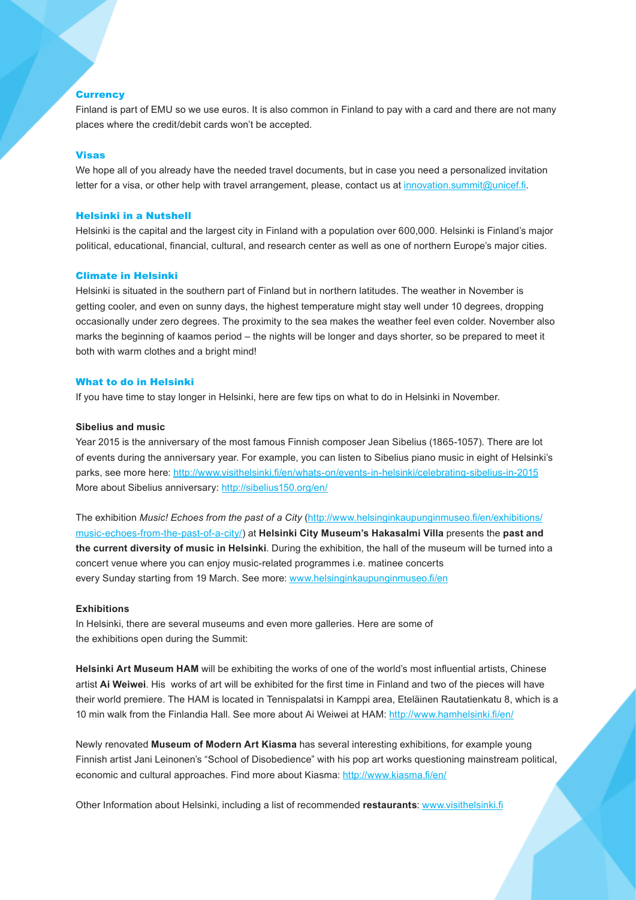## Currency

Finland is part of EMU so we use euros. It is also common in Finland to pay with a card and there are not many places where the credit/debit cards won't be accepted.

## Visas

We hope all of you already have the needed travel documents, but in case you need a personalized invitation letter for a visa, or other help with travel arrangement, please, contact us at innovation.summit@unicef.fi.

## Helsinki in a Nutshell

Helsinki is the capital and the largest city in Finland with a population over 600,000. Helsinki is Finland's major political, educational, financial, cultural, and research center as well as one of northern Europe's major cities.

## Climate in Helsinki

Helsinki is situated in the southern part of Finland but in northern latitudes. The weather in November is getting cooler, and even on sunny days, the highest temperature might stay well under 10 degrees, dropping occasionally under zero degrees. The proximity to the sea makes the weather feel even colder. November also marks the beginning of kaamos period – the nights will be longer and days shorter, so be prepared to meet it both with warm clothes and a bright mind!

## What to do in Helsinki

If you have time to stay longer in Helsinki, here are few tips on what to do in Helsinki in November.

### Sibelius and music

Year 2015 is the anniversary of the most famous Finnish composer Jean Sibelius (1865-1057). There are lot of events during the anniversary year. For example, you can listen to Sibelius piano music in eight of Helsinki's parks, see more here: http://www.visithelsinki.fi/en/whats-on/events-in-helsinki/celebrating-sibelius-in-2015
More about Sibelius anniversary: http://sibelius150.org/en/

The exhibition *Music! Echoes from the past of a City* (http://www.helsinginkaupunginmuseo.fi/en/exhibitions/music-echoes-from-the-past-of-a-city/) at **Helsinki City Museum's Hakasalmi Villa** presents the **past and the current diversity of music in Helsinki**. During the exhibition, the hall of the museum will be turned into a concert venue where you can enjoy music-related programmes i.e. matinee concerts every Sunday starting from 19 March. See more: www.helsinginkaupunginmuseo.fi/en

### Exhibitions

In Helsinki, there are several museums and even more galleries. Here are some of the exhibitions open during the Summit:

**Helsinki Art Museum HAM** will be exhibiting the works of one of the world's most influential artists, Chinese artist **Ai Weiwei**. His works of art will be exhibited for the first time in Finland and two of the pieces will have their world premiere. The HAM is located in Tennispalatsi in Kamppi area, Eteläinen Rautatienkatu 8, which is a 10 min walk from the Finlandia Hall. See more about Ai Weiwei at HAM: http://www.hamhelsinki.fi/en/

Newly renovated **Museum of Modern Art Kiasma** has several interesting exhibitions, for example young Finnish artist Jani Leinonen's "School of Disobedience" with his pop art works questioning mainstream political, economic and cultural approaches. Find more about Kiasma: http://www.kiasma.fi/en/

Other Information about Helsinki, including a list of recommended **restaurants**: www.visithelsinki.fi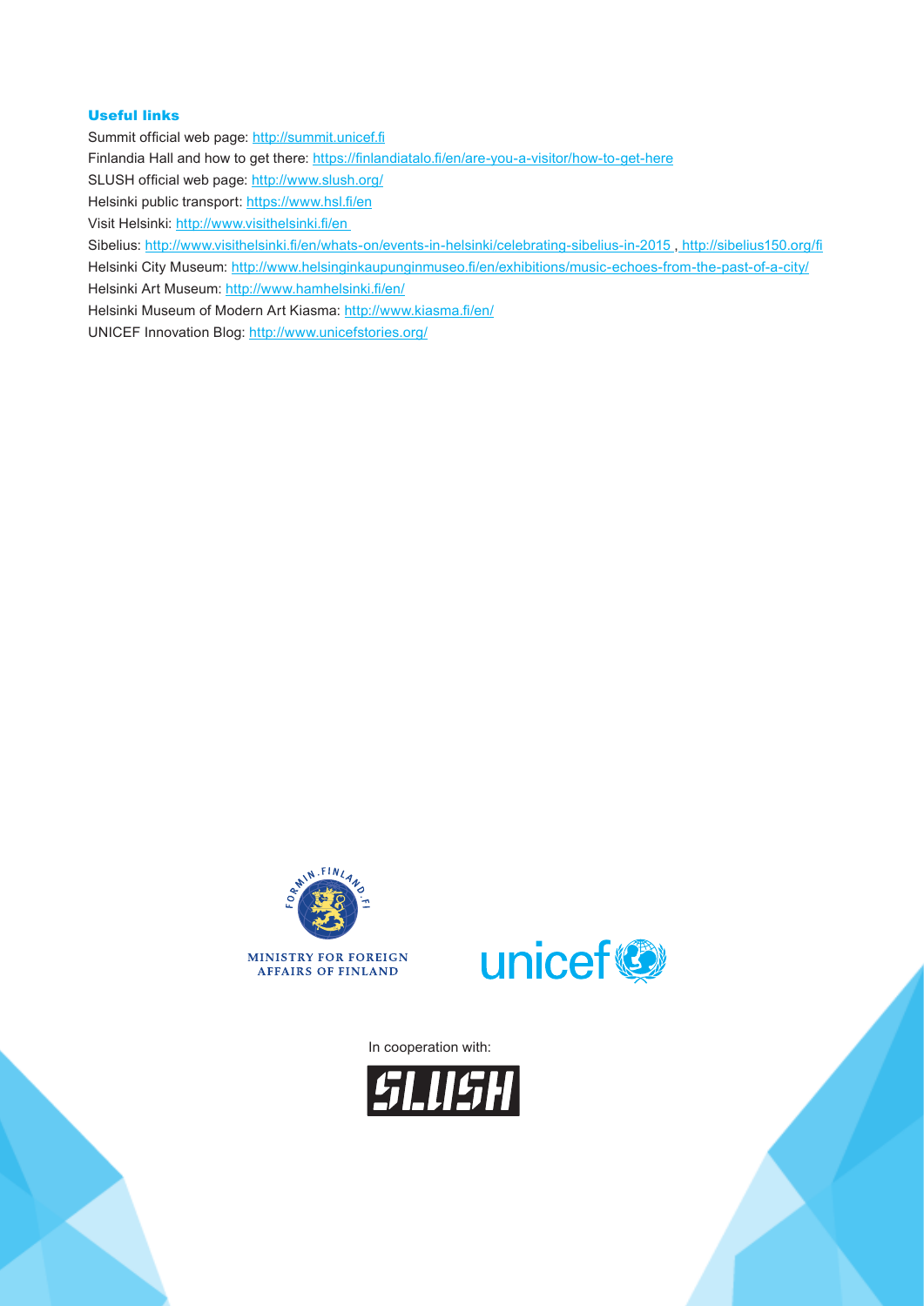### Useful links

Summit official web page: http://summit.unicef.fi

Finlandia Hall and how to get there: https://finlandiatalo.fi/en/are-you-a-visitor/how-to-get-here

SLUSH official web page: http://www.slush.org/

Helsinki public transport: https://www.hsl.fi/en

Visit Helsinki: http://www.visithelsinki.fi/en

Sibelius: http://www.visithelsinki.fi/en/whats-on/events-in-helsinki/celebrating-sibelius-in-2015 , http://sibelius150.org/fi

Helsinki City Museum: http://www.helsinginkaupunginmuseo.fi/en/exhibitions/music-echoes-from-the-past-of-a-city/

Helsinki Art Museum: http://www.hamhelsinki.fi/en/

Helsinki Museum of Modern Art Kiasma: http://www.kiasma.fi/en/

UNICEF Innovation Blog: http://www.unicefstories.org/

FORMIN.FINLAND.FI

MINISTRY FOR FOREIGN AFFAIRS OF FINLAND

unicef

In cooperation with:

SLUSH